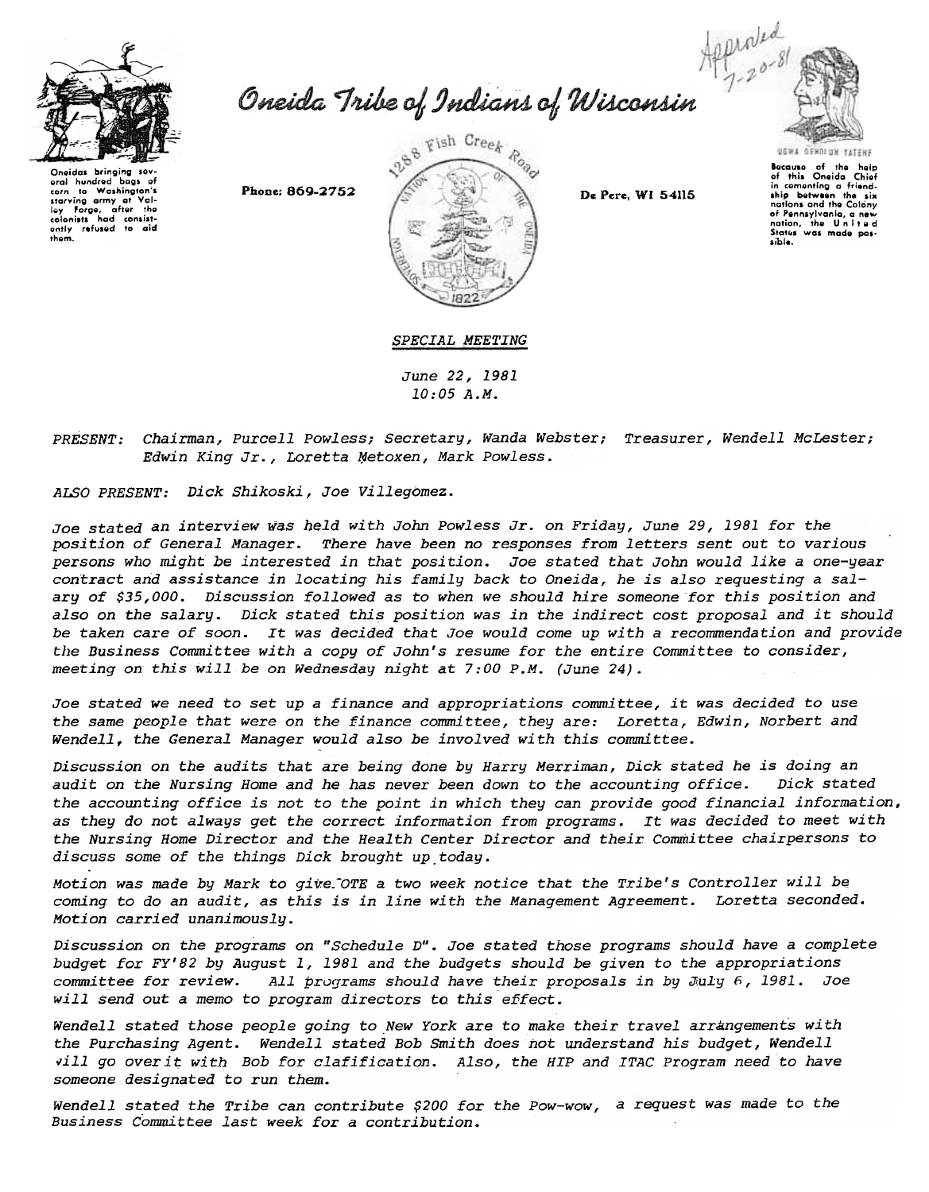Oneidas bringing several hundred bags of corn to Washington's starving army at Valley Forge, after the colonists had consistently refused to aid them.

# Oneida Tribe of Indians of Wisconsin

Phone: 869-2752

1288 Fish Creek Road

De Pere, WI 54115

Approved 7-20-81

UGWA DEHOLUN YATEHF

Because of the help of this Oneida Chief in cementing a friendship between the six nations and the Colony of Pennsylvania, a new nation, the United States was made possible.

## SPECIAL MEETING

*June 22, 1981*
*10:05 A.M.*

*PRESENT: Chairman, Purcell Powless; Secretary, Wanda Webster; Treasurer, Wendell McLester; Edwin King Jr., Loretta Metoxen, Mark Powless.*

*ALSO PRESENT: Dick Shikoski, Joe Villegomez.*

*Joe stated an interview was held with John Powless Jr. on Friday, June 29, 1981 for the position of General Manager. There have been no responses from letters sent out to various persons who might be interested in that position. Joe stated that John would like a one-year contract and assistance in locating his family back to Oneida, he is also requesting a salary of $35,000. Discussion followed as to when we should hire someone for this position and also on the salary. Dick stated this position was in the indirect cost proposal and it should be taken care of soon. It was decided that Joe would come up with a recommendation and provide the Business Committee with a copy of John's resume for the entire Committee to consider, meeting on this will be on Wednesday night at 7:00 P.M. (June 24).*

*Joe stated we need to set up a finance and appropriations committee, it was decided to use the same people that were on the finance committee, they are: Loretta, Edwin, Norbert and Wendell, the General Manager would also be involved with this committee.*

*Discussion on the audits that are being done by Harry Merriman, Dick stated he is doing an audit on the Nursing Home and he has never been down to the accounting office. Dick stated the accounting office is not to the point in which they can provide good financial information, as they do not always get the correct information from programs. It was decided to meet with the Nursing Home Director and the Health Center Director and their Committee chairpersons to discuss some of the things Dick brought up today.*

*Motion was made by Mark to give OTE a two week notice that the Tribe's Controller will be coming to do an audit, as this is in line with the Management Agreement. Loretta seconded. Motion carried unanimously.*

*Discussion on the programs on "Schedule D". Joe stated those programs should have a complete budget for FY'82 by August 1, 1981 and the budgets should be given to the appropriations committee for review. All programs should have their proposals in by July 6, 1981. Joe will send out a memo to program directors to this effect.*

*Wendell stated those people going to New York are to make their travel arrangements with the Purchasing Agent. Wendell stated Bob Smith does not understand his budget, Wendell will go over it with Bob for clafification. Also, the HIP and ITAC Program need to have someone designated to run them.*

*Wendell stated the Tribe can contribute $200 for the Pow-wow, a request was made to the Business Committee last week for a contribution.*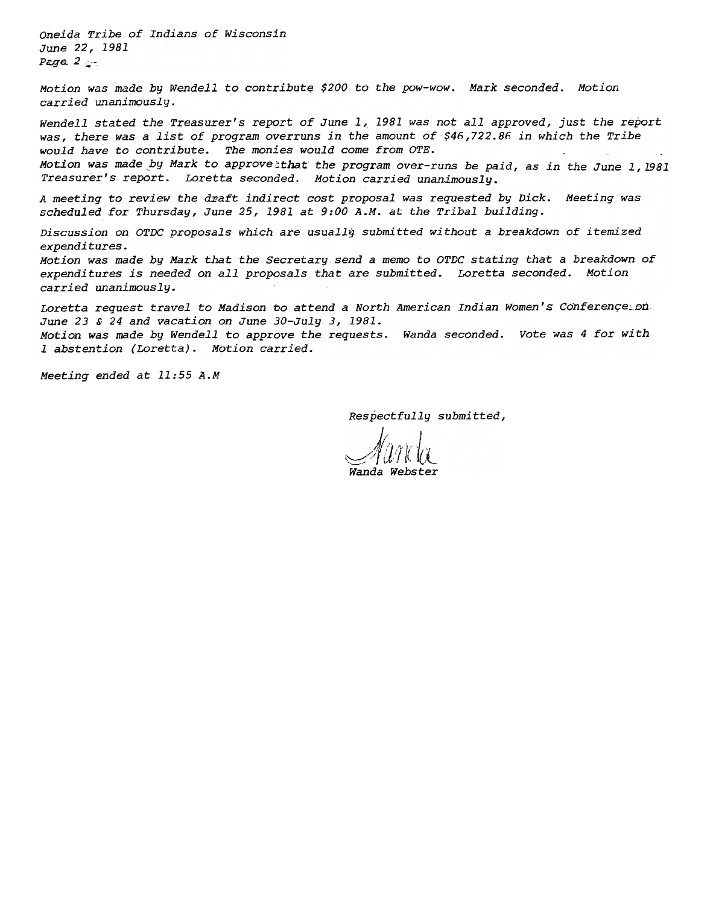Oneida Tribe of Indians of Wisconsin
June 22, 1981

*Motion was made by Wendell to contribute $200 to the pow-wow. Mark seconded. Motion carried unanimously.*

*Wendell stated the Treasurer's report of June 1, 1981 was not all approved, just the report was, there was a list of program overruns in the amount of $46,722.86 in which the Tribe would have to contribute. The monies would come from OTE.*
*Motion was made by Mark to approve that the program over-runs be paid, as in the June 1, 1981 Treasurer's report. Loretta seconded. Motion carried unanimously.*

*A meeting to review the draft indirect cost proposal was requested by Dick. Meeting was scheduled for Thursday, June 25, 1981 at 9:00 A.M. at the Tribal building.*

*Discussion on OTDC proposals which are usually submitted without a breakdown of itemized expenditures.*
*Motion was made by Mark that the Secretary send a memo to OTDC stating that a breakdown of expenditures is needed on all proposals that are submitted. Loretta seconded. Motion carried unanimously.*

*Loretta request travel to Madison to attend a North American Indian Women's Conference on June 23 & 24 and vacation on June 30-July 3, 1981.*
*Motion was made by Wendell to approve the requests. Wanda seconded. Vote was 4 for with 1 abstention (Loretta). Motion carried.*

*Meeting ended at 11:55 A.M*

Respectfully submitted,

Wanda

Wanda Webster